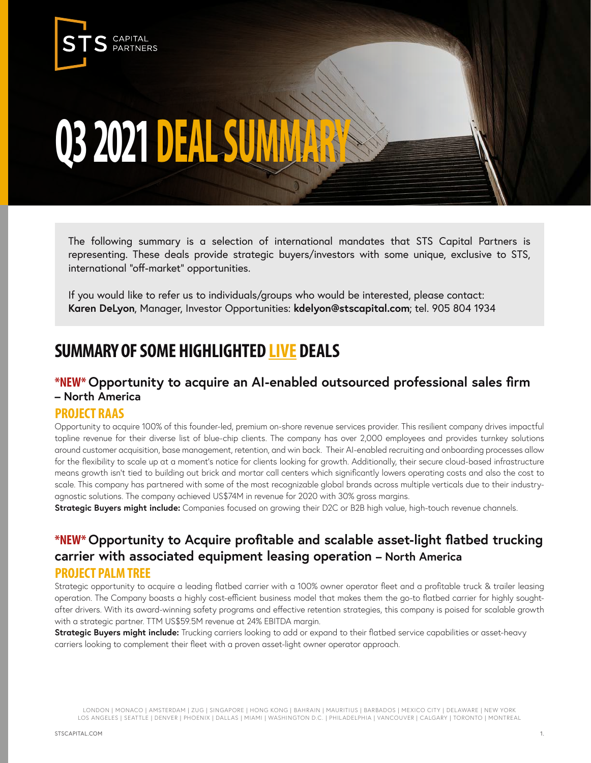STS CAPITAL PARTNERS

# Q3 2021 DEAL SUMMARY

The following summary is a selection of international mandates that STS Capital Partners is representing. These deals provide strategic buyers/investors with some unique, exclusive to STS, international "off-market" opportunities.

If you would like to refer us to individuals/groups who would be interested, please contact: **Karen DeLyon**, Manager, Investor Opportunities: **kdelyon@stscapital.com**; tel. 905 804 1934

## SUMMARY OF SOME HIGHLIGHTED LIVE DEALS

### *NEW* Opportunity to acquire an AI-enabled outsourced professional sales firm – North America

#### PROJECT RAAS

Opportunity to acquire 100% of this founder-led, premium on-shore revenue services provider. This resilient company drives impactful topline revenue for their diverse list of blue-chip clients. The company has over 2,000 employees and provides turnkey solutions around customer acquisition, base management, retention, and win back. Their AI-enabled recruiting and onboarding processes allow for the flexibility to scale up at a moment's notice for clients looking for growth. Additionally, their secure cloud-based infrastructure means growth isn't tied to building out brick and mortar call centers which significantly lowers operating costs and also the cost to scale. This company has partnered with some of the most recognizable global brands across multiple verticals due to their industry-agnostic solutions. The company achieved US$74M in revenue for 2020 with 30% gross margins.

**Strategic Buyers might include:** Companies focused on growing their D2C or B2B high value, high-touch revenue channels.

### *NEW* Opportunity to Acquire profitable and scalable asset-light flatbed trucking carrier with associated equipment leasing operation – North America

#### PROJECT PALM TREE

Strategic opportunity to acquire a leading flatbed carrier with a 100% owner operator fleet and a profitable truck & trailer leasing operation. The Company boasts a highly cost-efficient business model that makes them the go-to flatbed carrier for highly sought-after drivers. With its award-winning safety programs and effective retention strategies, this company is poised for scalable growth with a strategic partner. TTM US$59.5M revenue at 24% EBITDA margin.

**Strategic Buyers might include:** Trucking carriers looking to add or expand to their flatbed service capabilities or asset-heavy carriers looking to complement their fleet with a proven asset-light owner operator approach.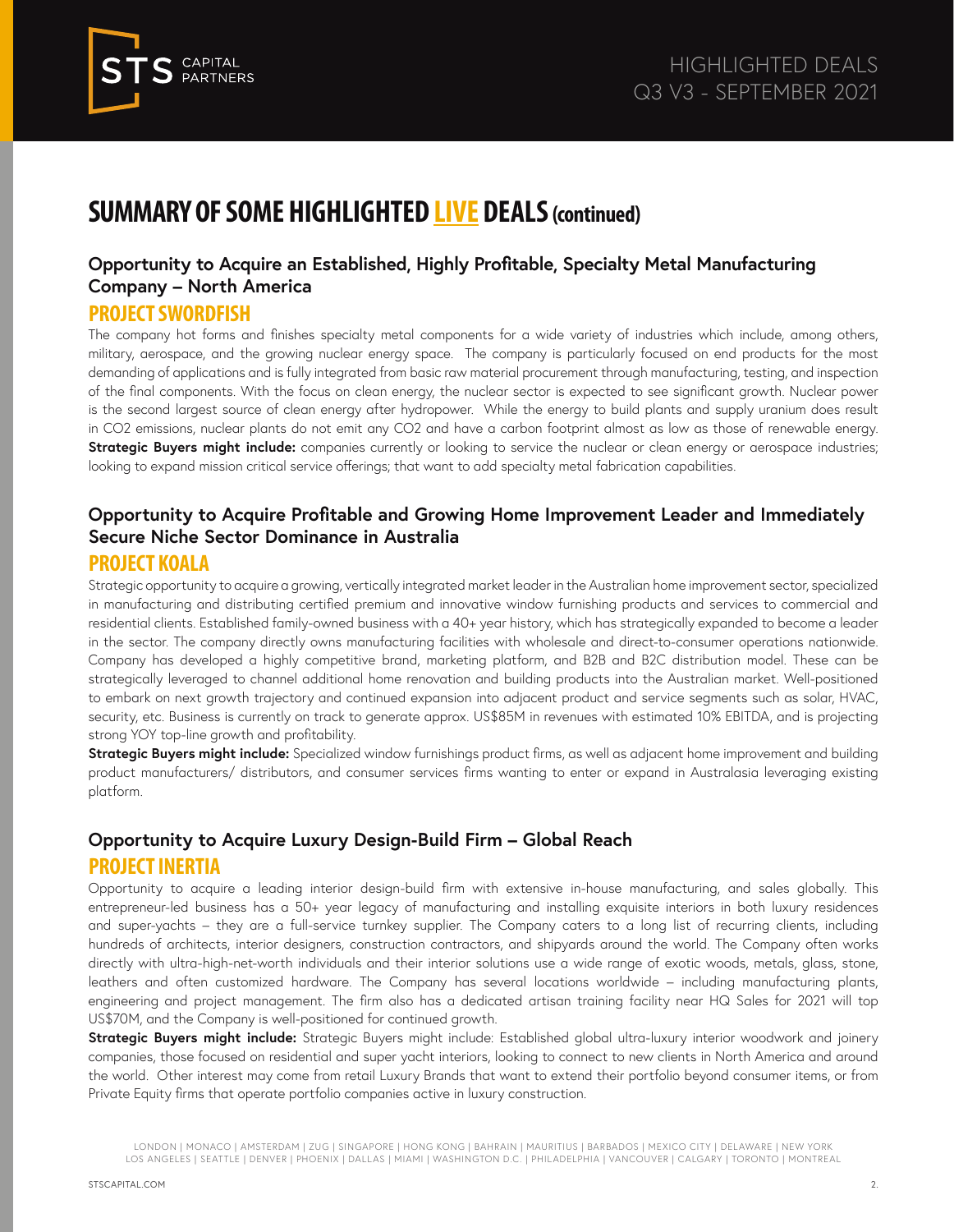# SUMMARY OF SOME HIGHLIGHTED LIVE DEALS (continued)

### Opportunity to Acquire an Established, Highly Profitable, Specialty Metal Manufacturing Company – North America

## PROJECT SWORDFISH

The company hot forms and finishes specialty metal components for a wide variety of industries which include, among others, military, aerospace, and the growing nuclear energy space. The company is particularly focused on end products for the most demanding of applications and is fully integrated from basic raw material procurement through manufacturing, testing, and inspection of the final components. With the focus on clean energy, the nuclear sector is expected to see significant growth. Nuclear power is the second largest source of clean energy after hydropower. While the energy to build plants and supply uranium does result in $CO_2$ emissions, nuclear plants do not emit any $CO_2$ and have a carbon footprint almost as low as those of renewable energy. **Strategic Buyers might include:** companies currently or looking to service the nuclear or clean energy or aerospace industries; looking to expand mission critical service offerings; that want to add specialty metal fabrication capabilities.

### Opportunity to Acquire Profitable and Growing Home Improvement Leader and Immediately Secure Niche Sector Dominance in Australia

## PROJECT KOALA

Strategic opportunity to acquire a growing, vertically integrated market leader in the Australian home improvement sector, specialized in manufacturing and distributing certified premium and innovative window furnishing products and services to commercial and residential clients. Established family-owned business with a 40+ year history, which has strategically expanded to become a leader in the sector. The company directly owns manufacturing facilities with wholesale and direct-to-consumer operations nationwide. Company has developed a highly competitive brand, marketing platform, and B2B and B2C distribution model. These can be strategically leveraged to channel additional home renovation and building products into the Australian market. Well-positioned to embark on next growth trajectory and continued expansion into adjacent product and service segments such as solar, HVAC, security, etc. Business is currently on track to generate approx. US$85M in revenues with estimated 10% EBITDA, and is projecting strong YOY top-line growth and profitability.

**Strategic Buyers might include:** Specialized window furnishings product firms, as well as adjacent home improvement and building product manufacturers/ distributors, and consumer services firms wanting to enter or expand in Australasia leveraging existing platform.

### Opportunity to Acquire Luxury Design-Build Firm – Global Reach

## PROJECT INERTIA

Opportunity to acquire a leading interior design-build firm with extensive in-house manufacturing, and sales globally. This entrepreneur-led business has a 50+ year legacy of manufacturing and installing exquisite interiors in both luxury residences and super-yachts – they are a full-service turnkey supplier. The Company caters to a long list of recurring clients, including hundreds of architects, interior designers, construction contractors, and shipyards around the world. The Company often works directly with ultra-high-net-worth individuals and their interior solutions use a wide range of exotic woods, metals, glass, stone, leathers and often customized hardware. The Company has several locations worldwide – including manufacturing plants, engineering and project management. The firm also has a dedicated artisan training facility near HQ Sales for 2021 will top US$70M, and the Company is well-positioned for continued growth.

**Strategic Buyers might include:** Strategic Buyers might include: Established global ultra-luxury interior woodwork and joinery companies, those focused on residential and super yacht interiors, looking to connect to new clients in North America and around the world. Other interest may come from retail Luxury Brands that want to extend their portfolio beyond consumer items, or from Private Equity firms that operate portfolio companies active in luxury construction.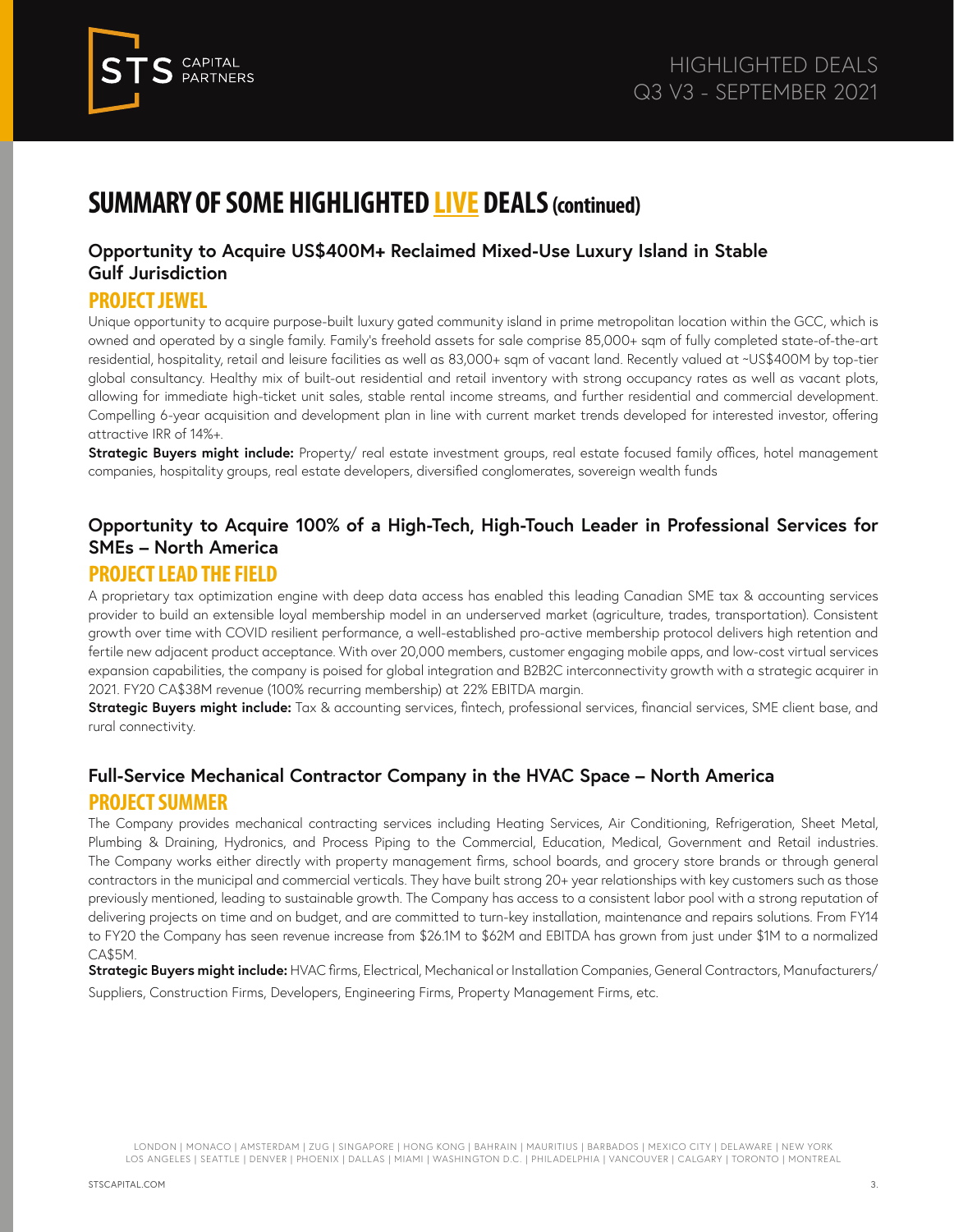# SUMMARY OF SOME HIGHLIGHTED LIVE DEALS (continued)

### Opportunity to Acquire US$400M+ Reclaimed Mixed-Use Luxury Island in Stable Gulf Jurisdiction

## PROJECT JEWEL

Unique opportunity to acquire purpose-built luxury gated community island in prime metropolitan location within the GCC, which is owned and operated by a single family. Family's freehold assets for sale comprise 85,000+ sqm of fully completed state-of-the-art residential, hospitality, retail and leisure facilities as well as 83,000+ sqm of vacant land. Recently valued at ~US$400M by top-tier global consultancy. Healthy mix of built-out residential and retail inventory with strong occupancy rates as well as vacant plots, allowing for immediate high-ticket unit sales, stable rental income streams, and further residential and commercial development. Compelling 6-year acquisition and development plan in line with current market trends developed for interested investor, offering attractive IRR of 14%+.

**Strategic Buyers might include:** Property/ real estate investment groups, real estate focused family offices, hotel management companies, hospitality groups, real estate developers, diversified conglomerates, sovereign wealth funds

### Opportunity to Acquire 100% of a High-Tech, High-Touch Leader in Professional Services for SMEs – North America

## PROJECT LEAD THE FIELD

A proprietary tax optimization engine with deep data access has enabled this leading Canadian SME tax & accounting services provider to build an extensible loyal membership model in an underserved market (agriculture, trades, transportation). Consistent growth over time with COVID resilient performance, a well-established pro-active membership protocol delivers high retention and fertile new adjacent product acceptance. With over 20,000 members, customer engaging mobile apps, and low-cost virtual services expansion capabilities, the company is poised for global integration and B2B2C interconnectivity growth with a strategic acquirer in 2021. FY20 CA$38M revenue (100% recurring membership) at 22% EBITDA margin.

**Strategic Buyers might include:** Tax & accounting services, fintech, professional services, financial services, SME client base, and rural connectivity.

### Full-Service Mechanical Contractor Company in the HVAC Space – North America

## PROJECT SUMMER

The Company provides mechanical contracting services including Heating Services, Air Conditioning, Refrigeration, Sheet Metal, Plumbing & Draining, Hydronics, and Process Piping to the Commercial, Education, Medical, Government and Retail industries. The Company works either directly with property management firms, school boards, and grocery store brands or through general contractors in the municipal and commercial verticals. They have built strong 20+ year relationships with key customers such as those previously mentioned, leading to sustainable growth. The Company has access to a consistent labor pool with a strong reputation of delivering projects on time and on budget, and are committed to turn-key installation, maintenance and repairs solutions. From FY14 to FY20 the Company has seen revenue increase from $26.1M to $62M and EBITDA has grown from just under $1M to a normalized CA$5M.

**Strategic Buyers might include:** HVAC firms, Electrical, Mechanical or Installation Companies, General Contractors, Manufacturers/ Suppliers, Construction Firms, Developers, Engineering Firms, Property Management Firms, etc.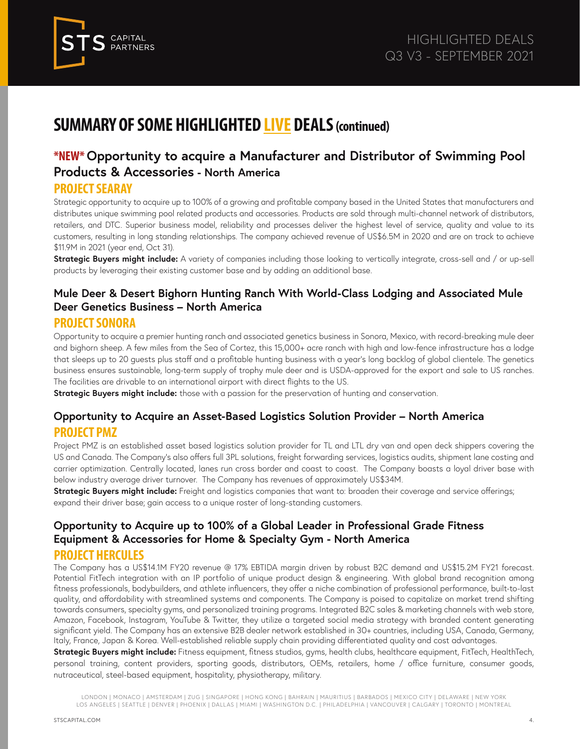# SUMMARY OF SOME HIGHLIGHTED LIVE DEALS (continued)

## *NEW* Opportunity to acquire a Manufacturer and Distributor of Swimming Pool Products & Accessories - North America

### PROJECT SEARAY

Strategic opportunity to acquire up to 100% of a growing and profitable company based in the United States that manufacturers and distributes unique swimming pool related products and accessories. Products are sold through multi-channel network of distributors, retailers, and DTC. Superior business model, reliability and processes deliver the highest level of service, quality and value to its customers, resulting in long standing relationships. The company achieved revenue of US$6.5M in 2020 and are on track to achieve $11.9M in 2021 (year end, Oct 31).

**Strategic Buyers might include:** A variety of companies including those looking to vertically integrate, cross-sell and / or up-sell products by leveraging their existing customer base and by adding an additional base.

## Mule Deer & Desert Bighorn Hunting Ranch With World-Class Lodging and Associated Mule Deer Genetics Business – North America

### PROJECT SONORA

Opportunity to acquire a premier hunting ranch and associated genetics business in Sonora, Mexico, with record-breaking mule deer and bighorn sheep. A few miles from the Sea of Cortez, this 15,000+ acre ranch with high and low-fence infrastructure has a lodge that sleeps up to 20 guests plus staff and a profitable hunting business with a year's long backlog of global clientele. The genetics business ensures sustainable, long-term supply of trophy mule deer and is USDA-approved for the export and sale to US ranches. The facilities are drivable to an international airport with direct flights to the US.

**Strategic Buyers might include:** those with a passion for the preservation of hunting and conservation.

## Opportunity to Acquire an Asset-Based Logistics Solution Provider – North America

### PROJECT PMZ

Project PMZ is an established asset based logistics solution provider for TL and LTL dry van and open deck shippers covering the US and Canada. The Company's also offers full 3PL solutions, freight forwarding services, logistics audits, shipment lane costing and carrier optimization. Centrally located, lanes run cross border and coast to coast. The Company boasts a loyal driver base with below industry average driver turnover. The Company has revenues of approximately US$34M.

**Strategic Buyers might include:** Freight and logistics companies that want to: broaden their coverage and service offerings; expand their driver base; gain access to a unique roster of long-standing customers.

## Opportunity to Acquire up to 100% of a Global Leader in Professional Grade Fitness Equipment & Accessories for Home & Specialty Gym - North America

### PROJECT HERCULES

The Company has a US$14.1M FY20 revenue @ 17% EBTIDA margin driven by robust B2C demand and US$15.2M FY21 forecast. Potential FitTech integration with an IP portfolio of unique product design & engineering. With global brand recognition among fitness professionals, bodybuilders, and athlete influencers, they offer a niche combination of professional performance, built-to-last quality, and affordability with streamlined systems and components. The Company is poised to capitalize on market trend shifting towards consumers, specialty gyms, and personalized training programs. Integrated B2C sales & marketing channels with web store, Amazon, Facebook, Instagram, YouTube & Twitter, they utilize a targeted social media strategy with branded content generating significant yield. The Company has an extensive B2B dealer network established in 30+ countries, including USA, Canada, Germany, Italy, France, Japan & Korea. Well-established reliable supply chain providing differentiated quality and cost advantages.

**Strategic Buyers might include:** Fitness equipment, fitness studios, gyms, health clubs, healthcare equipment, FitTech, HealthTech, personal training, content providers, sporting goods, distributors, OEMs, retailers, home / office furniture, consumer goods, nutraceutical, steel-based equipment, hospitality, physiotherapy, military.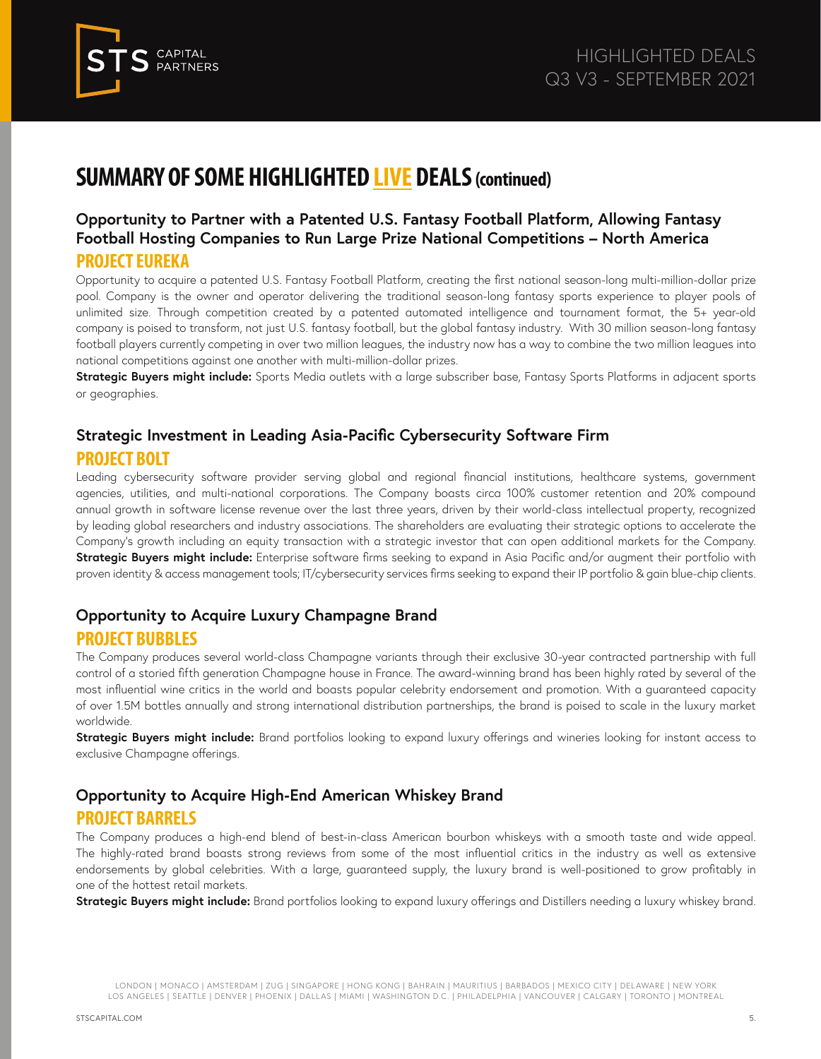# SUMMARY OF SOME HIGHLIGHTED LIVE DEALS (continued)

### Opportunity to Partner with a Patented U.S. Fantasy Football Platform, Allowing Fantasy Football Hosting Companies to Run Large Prize National Competitions – North America

## PROJECT EUREKA

Opportunity to acquire a patented U.S. Fantasy Football Platform, creating the first national season-long multi-million-dollar prize pool. Company is the owner and operator delivering the traditional season-long fantasy sports experience to player pools of unlimited size. Through competition created by a patented automated intelligence and tournament format, the 5+ year-old company is poised to transform, not just U.S. fantasy football, but the global fantasy industry. With 30 million season-long fantasy football players currently competing in over two million leagues, the industry now has a way to combine the two million leagues into national competitions against one another with multi-million-dollar prizes.

**Strategic Buyers might include:** Sports Media outlets with a large subscriber base, Fantasy Sports Platforms in adjacent sports or geographies.

### Strategic Investment in Leading Asia-Pacific Cybersecurity Software Firm

## PROJECT BOLT

Leading cybersecurity software provider serving global and regional financial institutions, healthcare systems, government agencies, utilities, and multi-national corporations. The Company boasts circa 100% customer retention and 20% compound annual growth in software license revenue over the last three years, driven by their world-class intellectual property, recognized by leading global researchers and industry associations. The shareholders are evaluating their strategic options to accelerate the Company's growth including an equity transaction with a strategic investor that can open additional markets for the Company.

**Strategic Buyers might include:** Enterprise software firms seeking to expand in Asia Pacific and/or augment their portfolio with proven identity & access management tools; IT/cybersecurity services firms seeking to expand their IP portfolio & gain blue-chip clients.

### Opportunity to Acquire Luxury Champagne Brand

## PROJECT BUBBLES

The Company produces several world-class Champagne variants through their exclusive 30-year contracted partnership with full control of a storied fifth generation Champagne house in France. The award-winning brand has been highly rated by several of the most influential wine critics in the world and boasts popular celebrity endorsement and promotion. With a guaranteed capacity of over 1.5M bottles annually and strong international distribution partnerships, the brand is poised to scale in the luxury market worldwide.

**Strategic Buyers might include:** Brand portfolios looking to expand luxury offerings and wineries looking for instant access to exclusive Champagne offerings.

### Opportunity to Acquire High-End American Whiskey Brand

## PROJECT BARRELS

The Company produces a high-end blend of best-in-class American bourbon whiskeys with a smooth taste and wide appeal. The highly-rated brand boasts strong reviews from some of the most influential critics in the industry as well as extensive endorsements by global celebrities. With a large, guaranteed supply, the luxury brand is well-positioned to grow profitably in one of the hottest retail markets.

**Strategic Buyers might include:** Brand portfolios looking to expand luxury offerings and Distillers needing a luxury whiskey brand.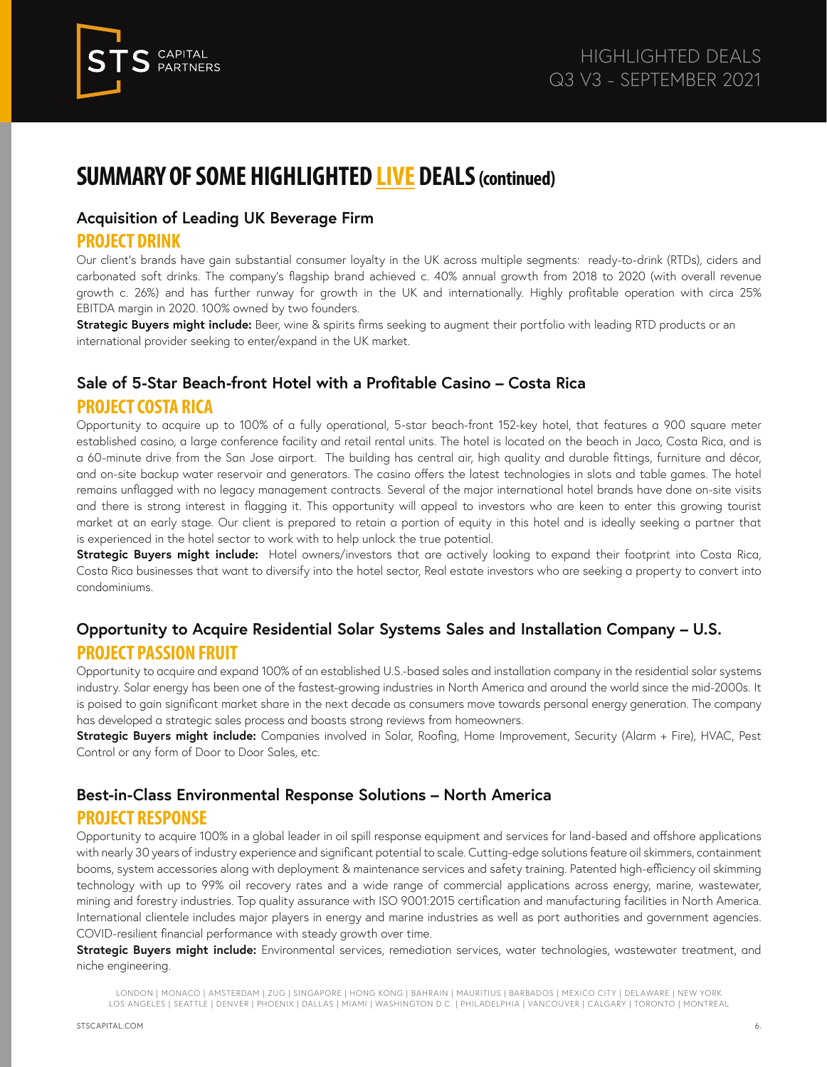# SUMMARY OF SOME HIGHLIGHTED LIVE DEALS (continued)

### Acquisition of Leading UK Beverage Firm

## PROJECT DRINK

Our client's brands have gain substantial consumer loyalty in the UK across multiple segments: ready-to-drink (RTDs), ciders and carbonated soft drinks. The company's flagship brand achieved c. 40% annual growth from 2018 to 2020 (with overall revenue growth c. 26%) and has further runway for growth in the UK and internationally. Highly profitable operation with circa 25% EBITDA margin in 2020. 100% owned by two founders.

**Strategic Buyers might include:** Beer, wine & spirits firms seeking to augment their portfolio with leading RTD products or an international provider seeking to enter/expand in the UK market.

### Sale of 5-Star Beach-front Hotel with a Profitable Casino – Costa Rica

## PROJECT COSTA RICA

Opportunity to acquire up to 100% of a fully operational, 5-star beach-front 152-key hotel, that features a 900 square meter established casino, a large conference facility and retail rental units. The hotel is located on the beach in Jaco, Costa Rica, and is a 60-minute drive from the San Jose airport. The building has central air, high quality and durable fittings, furniture and décor, and on-site backup water reservoir and generators. The casino offers the latest technologies in slots and table games. The hotel remains unflagged with no legacy management contracts. Several of the major international hotel brands have done on-site visits and there is strong interest in flagging it. This opportunity will appeal to investors who are keen to enter this growing tourist market at an early stage. Our client is prepared to retain a portion of equity in this hotel and is ideally seeking a partner that is experienced in the hotel sector to work with to help unlock the true potential.

**Strategic Buyers might include:** Hotel owners/investors that are actively looking to expand their footprint into Costa Rica, Costa Rica businesses that want to diversify into the hotel sector, Real estate investors who are seeking a property to convert into condominiums.

### Opportunity to Acquire Residential Solar Systems Sales and Installation Company – U.S.

## PROJECT PASSION FRUIT

Opportunity to acquire and expand 100% of an established U.S.-based sales and installation company in the residential solar systems industry. Solar energy has been one of the fastest-growing industries in North America and around the world since the mid-2000s. It is poised to gain significant market share in the next decade as consumers move towards personal energy generation. The company has developed a strategic sales process and boasts strong reviews from homeowners.

**Strategic Buyers might include:** Companies involved in Solar, Roofing, Home Improvement, Security (Alarm + Fire), HVAC, Pest Control or any form of Door to Door Sales, etc.

### Best-in-Class Environmental Response Solutions – North America

## PROJECT RESPONSE

Opportunity to acquire 100% in a global leader in oil spill response equipment and services for land-based and offshore applications with nearly 30 years of industry experience and significant potential to scale. Cutting-edge solutions feature oil skimmers, containment booms, system accessories along with deployment & maintenance services and safety training. Patented high-efficiency oil skimming technology with up to 99% oil recovery rates and a wide range of commercial applications across energy, marine, wastewater, mining and forestry industries. Top quality assurance with ISO 9001:2015 certification and manufacturing facilities in North America. International clientele includes major players in energy and marine industries as well as port authorities and government agencies. COVID-resilient financial performance with steady growth over time.

**Strategic Buyers might include:** Environmental services, remediation services, water technologies, wastewater treatment, and niche engineering.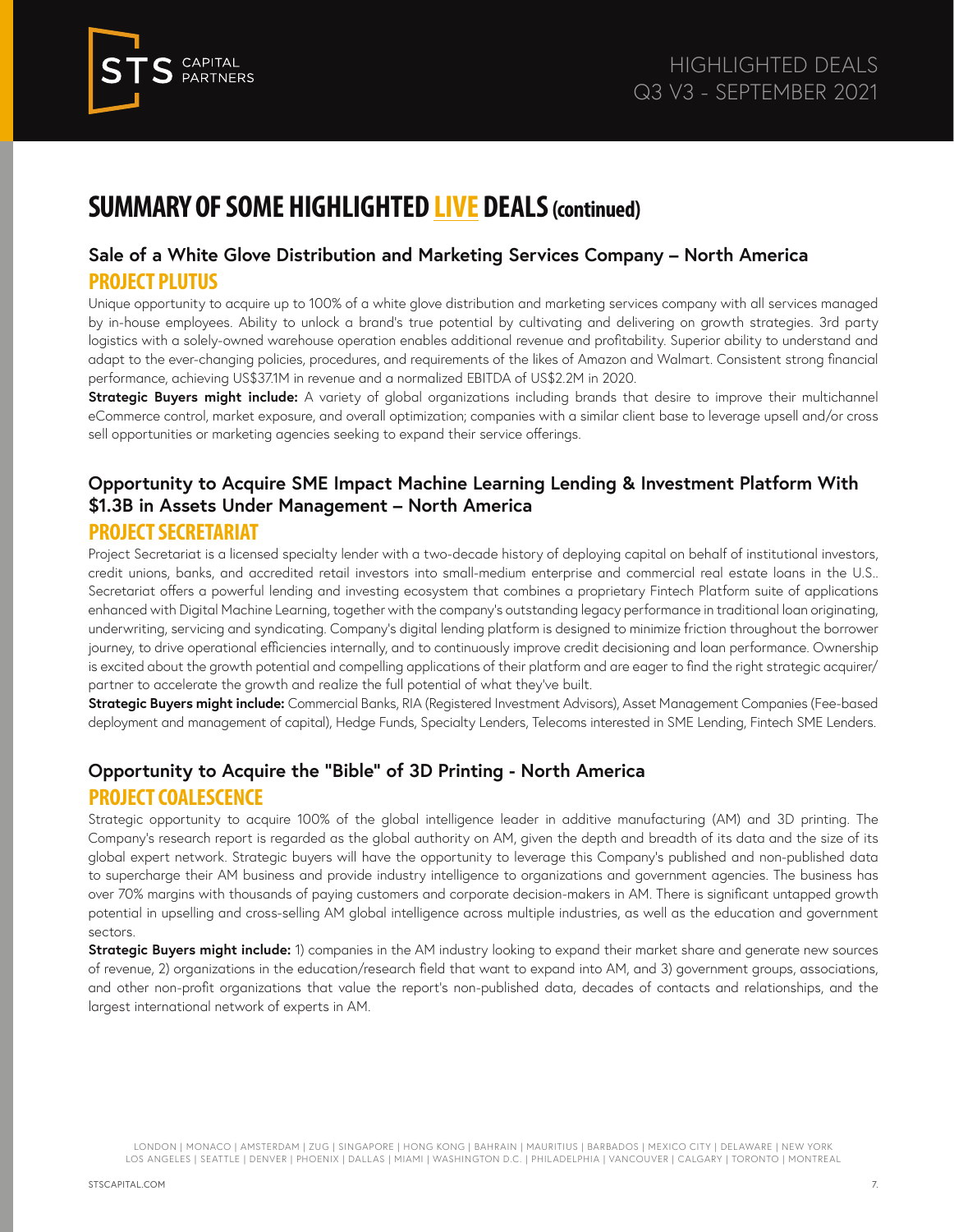# SUMMARY OF SOME HIGHLIGHTED LIVE DEALS (continued)

## Sale of a White Glove Distribution and Marketing Services Company – North America

### PROJECT PLUTUS

Unique opportunity to acquire up to 100% of a white glove distribution and marketing services company with all services managed by in-house employees. Ability to unlock a brand's true potential by cultivating and delivering on growth strategies. 3rd party logistics with a solely-owned warehouse operation enables additional revenue and profitability. Superior ability to understand and adapt to the ever-changing policies, procedures, and requirements of the likes of Amazon and Walmart. Consistent strong financial performance, achieving US$37.1M in revenue and a normalized EBITDA of US$2.2M in 2020.

**Strategic Buyers might include:** A variety of global organizations including brands that desire to improve their multichannel eCommerce control, market exposure, and overall optimization; companies with a similar client base to leverage upsell and/or cross sell opportunities or marketing agencies seeking to expand their service offerings.

## Opportunity to Acquire SME Impact Machine Learning Lending & Investment Platform With $1.3B in Assets Under Management – North America

### PROJECT SECRETARIAT

Project Secretariat is a licensed specialty lender with a two-decade history of deploying capital on behalf of institutional investors, credit unions, banks, and accredited retail investors into small-medium enterprise and commercial real estate loans in the U.S.. Secretariat offers a powerful lending and investing ecosystem that combines a proprietary Fintech Platform suite of applications enhanced with Digital Machine Learning, together with the company's outstanding legacy performance in traditional loan originating, underwriting, servicing and syndicating. Company's digital lending platform is designed to minimize friction throughout the borrower journey, to drive operational efficiencies internally, and to continuously improve credit decisioning and loan performance. Ownership is excited about the growth potential and compelling applications of their platform and are eager to find the right strategic acquirer/partner to accelerate the growth and realize the full potential of what they've built.

**Strategic Buyers might include:** Commercial Banks, RIA (Registered Investment Advisors), Asset Management Companies (Fee-based deployment and management of capital), Hedge Funds, Specialty Lenders, Telecoms interested in SME Lending, Fintech SME Lenders.

## Opportunity to Acquire the "Bible" of 3D Printing - North America

### PROJECT COALESCENCE

Strategic opportunity to acquire 100% of the global intelligence leader in additive manufacturing (AM) and 3D printing. The Company's research report is regarded as the global authority on AM, given the depth and breadth of its data and the size of its global expert network. Strategic buyers will have the opportunity to leverage this Company's published and non-published data to supercharge their AM business and provide industry intelligence to organizations and government agencies. The business has over 70% margins with thousands of paying customers and corporate decision-makers in AM. There is significant untapped growth potential in upselling and cross-selling AM global intelligence across multiple industries, as well as the education and government sectors.

**Strategic Buyers might include:** 1) companies in the AM industry looking to expand their market share and generate new sources of revenue, 2) organizations in the education/research field that want to expand into AM, and 3) government groups, associations, and other non-profit organizations that value the report's non-published data, decades of contacts and relationships, and the largest international network of experts in AM.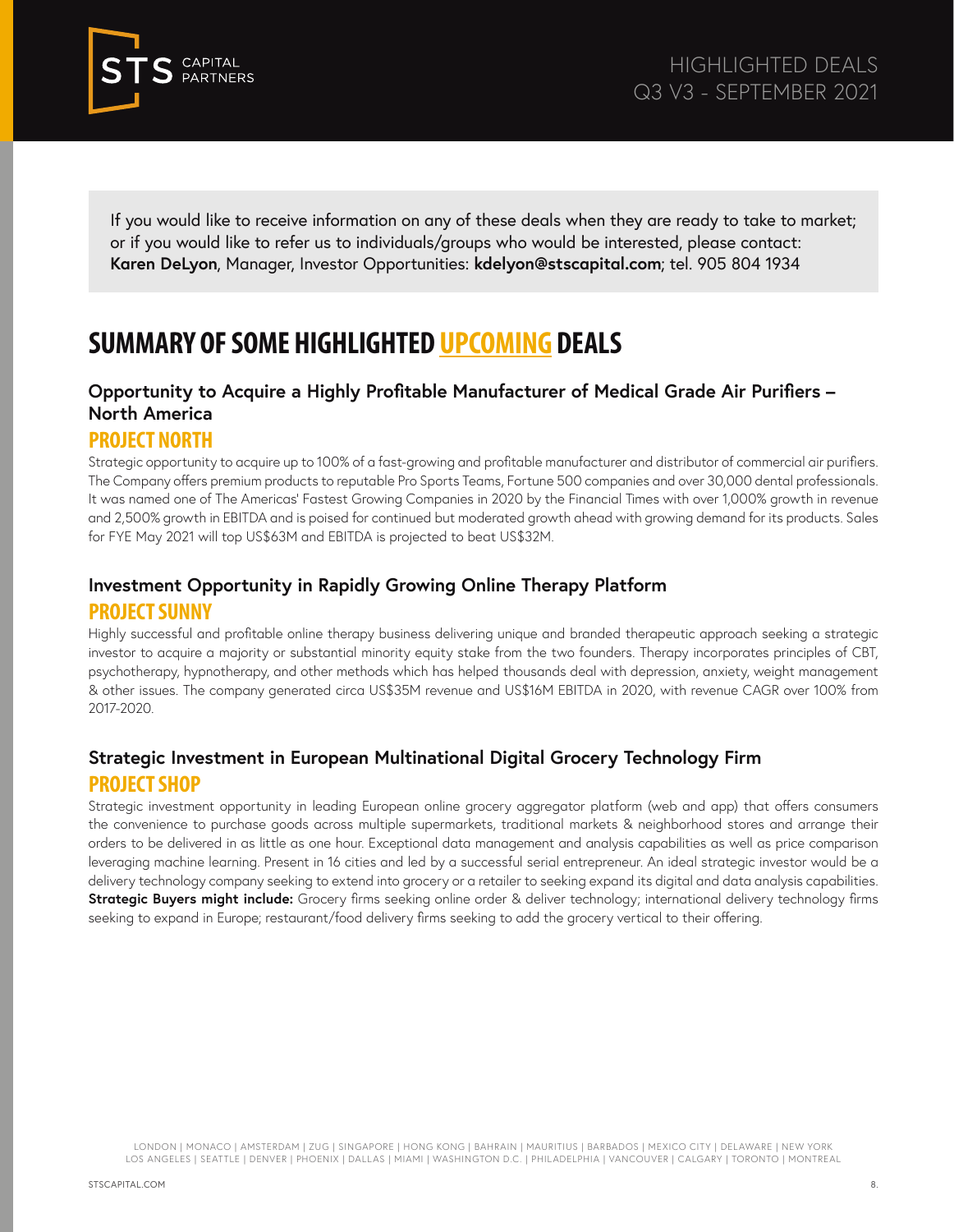If you would like to receive information on any of these deals when they are ready to take to market; or if you would like to refer us to individuals/groups who would be interested, please contact: **Karen DeLyon**, Manager, Investor Opportunities: **kdelyon@stscapital.com**; tel. 905 804 1934

# SUMMARY OF SOME HIGHLIGHTED UPCOMING DEALS

### Opportunity to Acquire a Highly Profitable Manufacturer of Medical Grade Air Purifiers – North America

## PROJECT NORTH

Strategic opportunity to acquire up to 100% of a fast-growing and profitable manufacturer and distributor of commercial air purifiers. The Company offers premium products to reputable Pro Sports Teams, Fortune 500 companies and over 30,000 dental professionals. It was named one of The Americas' Fastest Growing Companies in 2020 by the Financial Times with over 1,000% growth in revenue and 2,500% growth in EBITDA and is poised for continued but moderated growth ahead with growing demand for its products. Sales for FYE May 2021 will top US$63M and EBITDA is projected to beat US$32M.

### Investment Opportunity in Rapidly Growing Online Therapy Platform

## PROJECT SUNNY

Highly successful and profitable online therapy business delivering unique and branded therapeutic approach seeking a strategic investor to acquire a majority or substantial minority equity stake from the two founders. Therapy incorporates principles of CBT, psychotherapy, hypnotherapy, and other methods which has helped thousands deal with depression, anxiety, weight management & other issues. The company generated circa US$35M revenue and US$16M EBITDA in 2020, with revenue CAGR over 100% from 2017-2020.

### Strategic Investment in European Multinational Digital Grocery Technology Firm

## PROJECT SHOP

Strategic investment opportunity in leading European online grocery aggregator platform (web and app) that offers consumers the convenience to purchase goods across multiple supermarkets, traditional markets & neighborhood stores and arrange their orders to be delivered in as little as one hour. Exceptional data management and analysis capabilities as well as price comparison leveraging machine learning. Present in 16 cities and led by a successful serial entrepreneur. An ideal strategic investor would be a delivery technology company seeking to extend into grocery or a retailer to seeking expand its digital and data analysis capabilities. **Strategic Buyers might include:** Grocery firms seeking online order & deliver technology; international delivery technology firms seeking to expand in Europe; restaurant/food delivery firms seeking to add the grocery vertical to their offering.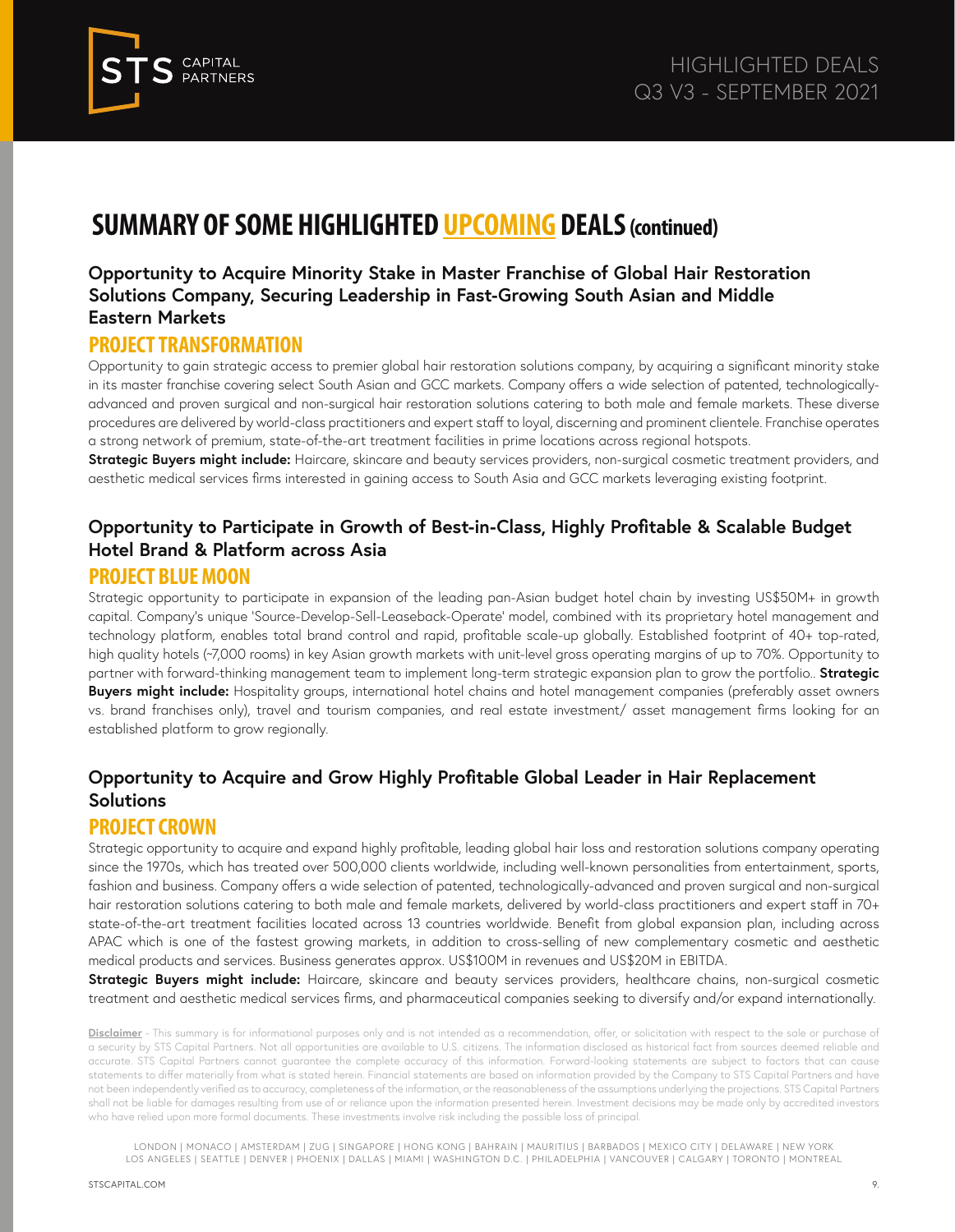# SUMMARY OF SOME HIGHLIGHTED UPCOMING DEALS (continued)

### Opportunity to Acquire Minority Stake in Master Franchise of Global Hair Restoration Solutions Company, Securing Leadership in Fast-Growing South Asian and Middle Eastern Markets

## PROJECT TRANSFORMATION

Opportunity to gain strategic access to premier global hair restoration solutions company, by acquiring a significant minority stake in its master franchise covering select South Asian and GCC markets. Company offers a wide selection of patented, technologically-advanced and proven surgical and non-surgical hair restoration solutions catering to both male and female markets. These diverse procedures are delivered by world-class practitioners and expert staff to loyal, discerning and prominent clientele. Franchise operates a strong network of premium, state-of-the-art treatment facilities in prime locations across regional hotspots.

**Strategic Buyers might include:** Haircare, skincare and beauty services providers, non-surgical cosmetic treatment providers, and aesthetic medical services firms interested in gaining access to South Asia and GCC markets leveraging existing footprint.

### Opportunity to Participate in Growth of Best-in-Class, Highly Profitable & Scalable Budget Hotel Brand & Platform across Asia

## PROJECT BLUE MOON

Strategic opportunity to participate in expansion of the leading pan-Asian budget hotel chain by investing US$50M+ in growth capital. Company's unique 'Source-Develop-Sell-Leaseback-Operate' model, combined with its proprietary hotel management and technology platform, enables total brand control and rapid, profitable scale-up globally. Established footprint of 40+ top-rated, high quality hotels (~7,000 rooms) in key Asian growth markets with unit-level gross operating margins of up to 70%. Opportunity to partner with forward-thinking management team to implement long-term strategic expansion plan to grow the portfolio.. **Strategic Buyers might include:** Hospitality groups, international hotel chains and hotel management companies (preferably asset owners vs. brand franchises only), travel and tourism companies, and real estate investment/ asset management firms looking for an established platform to grow regionally.

### Opportunity to Acquire and Grow Highly Profitable Global Leader in Hair Replacement Solutions

## PROJECT CROWN

Strategic opportunity to acquire and expand highly profitable, leading global hair loss and restoration solutions company operating since the 1970s, which has treated over 500,000 clients worldwide, including well-known personalities from entertainment, sports, fashion and business. Company offers a wide selection of patented, technologically-advanced and proven surgical and non-surgical hair restoration solutions catering to both male and female markets, delivered by world-class practitioners and expert staff in 70+ state-of-the-art treatment facilities located across 13 countries worldwide. Benefit from global expansion plan, including across APAC which is one of the fastest growing markets, in addition to cross-selling of new complementary cosmetic and aesthetic medical products and services. Business generates approx. US$100M in revenues and US$20M in EBITDA.

**Strategic Buyers might include:** Haircare, skincare and beauty services providers, healthcare chains, non-surgical cosmetic treatment and aesthetic medical services firms, and pharmaceutical companies seeking to diversify and/or expand internationally.

**Disclaimer** - This summary is for informational purposes only and is not intended as a recommendation, offer, or solicitation with respect to the sale or purchase of a security by STS Capital Partners. Not all opportunities are available to U.S. citizens. The information disclosed as historical fact from sources deemed reliable and accurate. STS Capital Partners cannot guarantee the complete accuracy of this information. Forward-looking statements are subject to factors that can cause statements to differ materially from what is stated herein. Financial statements are based on information provided by the Company to STS Capital Partners and have not been independently verified as to accuracy, completeness of the information, or the reasonableness of the assumptions underlying the projections. STS Capital Partners shall not be liable for damages resulting from use of or reliance upon the information presented herein. Investment decisions may be made only by accredited investors who have relied upon more formal documents. These investments involve risk including the possible loss of principal.

LONDON | MONACO | AMSTERDAM | ZUG | SINGAPORE | HONG KONG | BAHRAIN | MAURITIUS | BARBADOS | MEXICO CITY | DELAWARE | NEW YORK
LOS ANGELES | SEATTLE | DENVER | PHOENIX | DALLAS | MIAMI | WASHINGTON D.C. | PHILADELPHIA | VANCOUVER | CALGARY | TORONTO | MONTREAL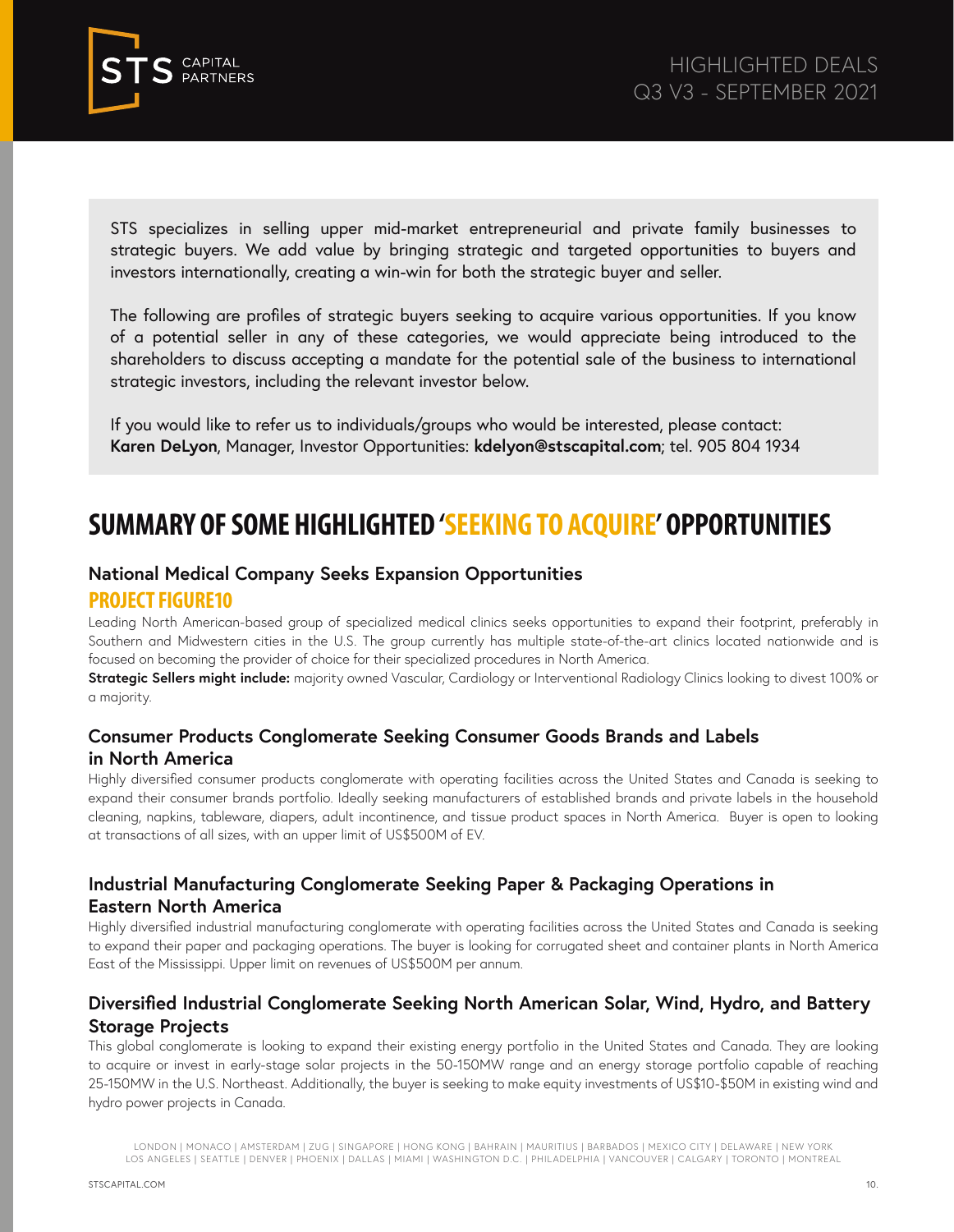STS specializes in selling upper mid-market entrepreneurial and private family businesses to strategic buyers. We add value by bringing strategic and targeted opportunities to buyers and investors internationally, creating a win-win for both the strategic buyer and seller.

The following are profiles of strategic buyers seeking to acquire various opportunities. If you know of a potential seller in any of these categories, we would appreciate being introduced to the shareholders to discuss accepting a mandate for the potential sale of the business to international strategic investors, including the relevant investor below.

If you would like to refer us to individuals/groups who would be interested, please contact:
**Karen DeLyon**, Manager, Investor Opportunities: **kdelyon@stscapital.com**; tel. 905 804 1934

# SUMMARY OF SOME HIGHLIGHTED 'SEEKING TO ACQUIRE' OPPORTUNITIES

### National Medical Company Seeks Expansion Opportunities

**PROJECT FIGURE10**

Leading North American-based group of specialized medical clinics seeks opportunities to expand their footprint, preferably in Southern and Midwestern cities in the U.S. The group currently has multiple state-of-the-art clinics located nationwide and is focused on becoming the provider of choice for their specialized procedures in North America.

**Strategic Sellers might include:** majority owned Vascular, Cardiology or Interventional Radiology Clinics looking to divest 100% or a majority.

### Consumer Products Conglomerate Seeking Consumer Goods Brands and Labels in North America

Highly diversified consumer products conglomerate with operating facilities across the United States and Canada is seeking to expand their consumer brands portfolio. Ideally seeking manufacturers of established brands and private labels in the household cleaning, napkins, tableware, diapers, adult incontinence, and tissue product spaces in North America. Buyer is open to looking at transactions of all sizes, with an upper limit of US$500M of EV.

### Industrial Manufacturing Conglomerate Seeking Paper & Packaging Operations in Eastern North America

Highly diversified industrial manufacturing conglomerate with operating facilities across the United States and Canada is seeking to expand their paper and packaging operations. The buyer is looking for corrugated sheet and container plants in North America East of the Mississippi. Upper limit on revenues of US$500M per annum.

### Diversified Industrial Conglomerate Seeking North American Solar, Wind, Hydro, and Battery Storage Projects

This global conglomerate is looking to expand their existing energy portfolio in the United States and Canada. They are looking to acquire or invest in early-stage solar projects in the 50-150MW range and an energy storage portfolio capable of reaching 25-150MW in the U.S. Northeast. Additionally, the buyer is seeking to make equity investments of US$10-$50M in existing wind and hydro power projects in Canada.